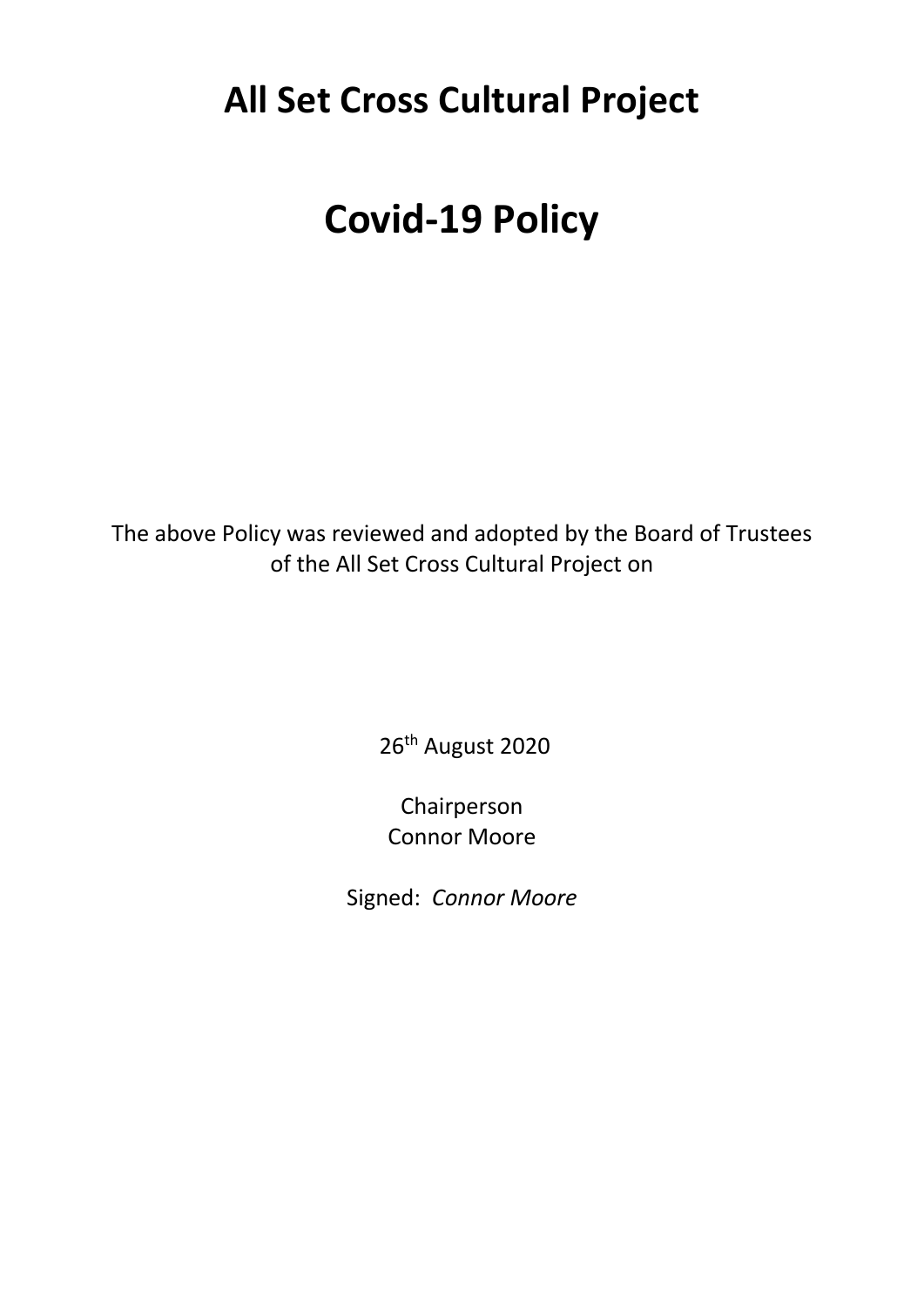# All Set Cross Cultural Project

# Covid-19 Policy

The above Policy was reviewed and adopted by the Board of Trustees of the All Set Cross Cultural Project on

26th August 2020

Chairperson
Connor Moore

Signed: *Connor Moore*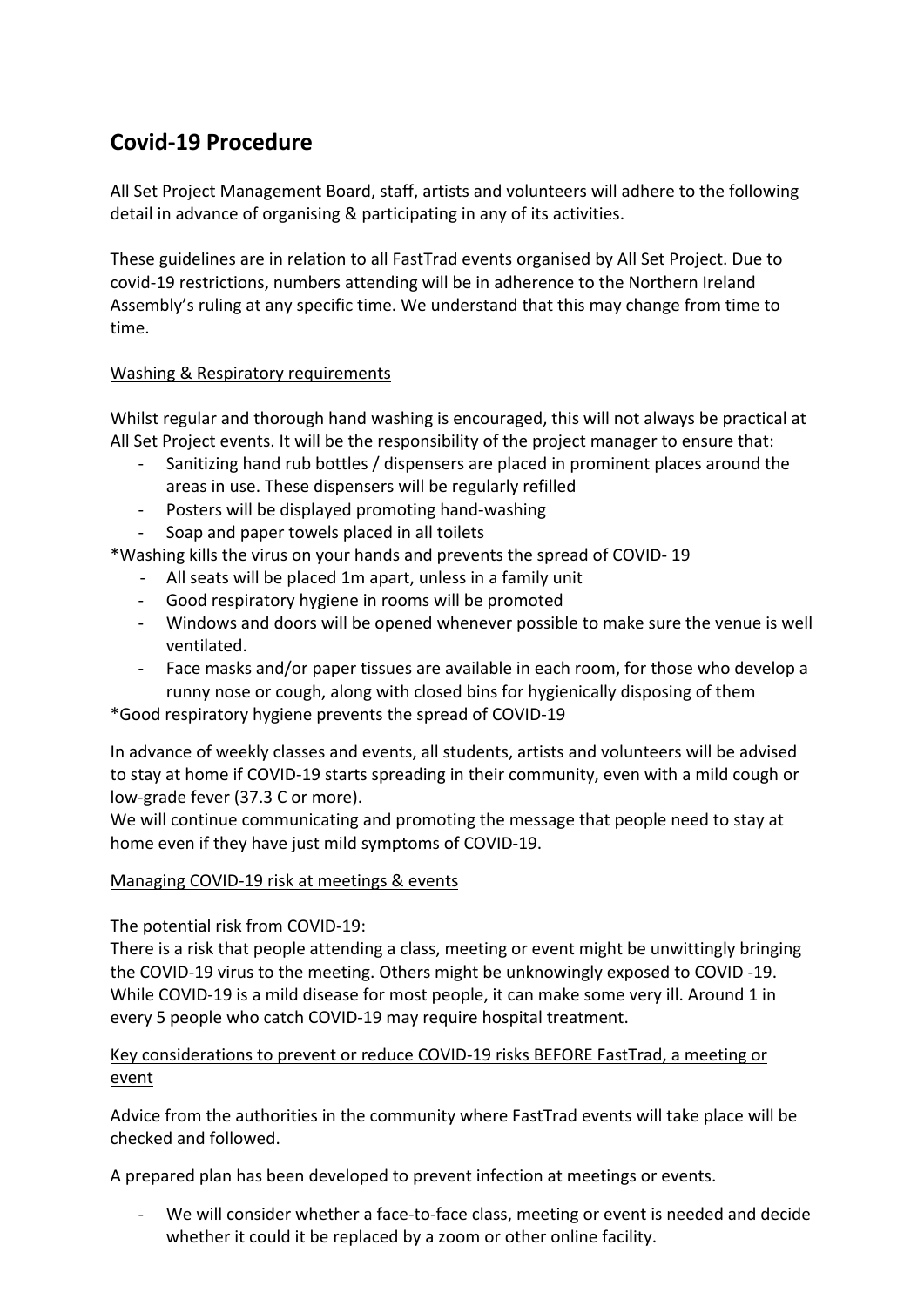# Covid-19 Procedure

All Set Project Management Board, staff, artists and volunteers will adhere to the following detail in advance of organising & participating in any of its activities.

These guidelines are in relation to all FastTrad events organised by All Set Project. Due to covid-19 restrictions, numbers attending will be in adherence to the Northern Ireland Assembly's ruling at any specific time. We understand that this may change from time to time.

<u>Washing & Respiratory requirements</u>

Whilst regular and thorough hand washing is encouraged, this will not always be practical at All Set Project events. It will be the responsibility of the project manager to ensure that:

- Sanitizing hand rub bottles / dispensers are placed in prominent places around the areas in use. These dispensers will be regularly refilled
- Posters will be displayed promoting hand-washing
- Soap and paper towels placed in all toilets

*Washing kills the virus on your hands and prevents the spread of COVID- 19

- All seats will be placed 1m apart, unless in a family unit
- Good respiratory hygiene in rooms will be promoted
- Windows and doors will be opened whenever possible to make sure the venue is well ventilated.
- Face masks and/or paper tissues are available in each room, for those who develop a runny nose or cough, along with closed bins for hygienically disposing of them

*Good respiratory hygiene prevents the spread of COVID-19

In advance of weekly classes and events, all students, artists and volunteers will be advised to stay at home if COVID-19 starts spreading in their community, even with a mild cough or low-grade fever (37.3 C or more).
We will continue communicating and promoting the message that people need to stay at home even if they have just mild symptoms of COVID-19.

<u>Managing COVID-19 risk at meetings & events</u>

The potential risk from COVID-19:
There is a risk that people attending a class, meeting or event might be unwittingly bringing the COVID-19 virus to the meeting. Others might be unknowingly exposed to COVID -19. While COVID-19 is a mild disease for most people, it can make some very ill. Around 1 in every 5 people who catch COVID-19 may require hospital treatment.

<u>Key considerations to prevent or reduce COVID-19 risks BEFORE FastTrad, a meeting or event</u>

Advice from the authorities in the community where FastTrad events will take place will be checked and followed.

A prepared plan has been developed to prevent infection at meetings or events.

- We will consider whether a face-to-face class, meeting or event is needed and decide whether it could it be replaced by a zoom or other online facility.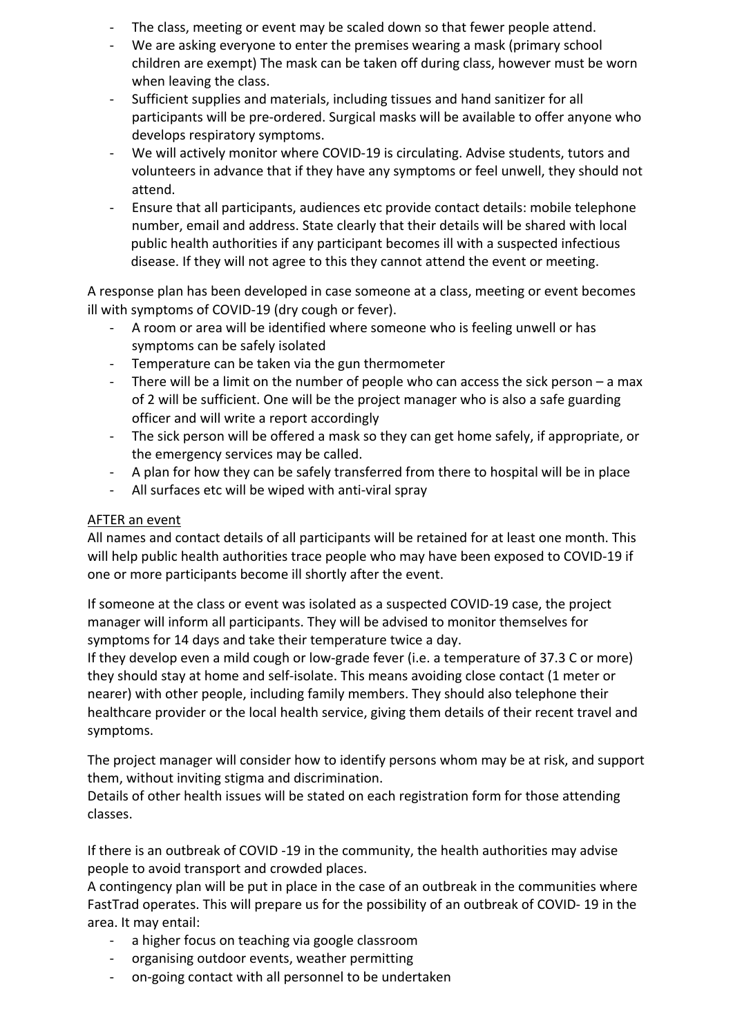- The class, meeting or event may be scaled down so that fewer people attend.
- We are asking everyone to enter the premises wearing a mask (primary school children are exempt) The mask can be taken off during class, however must be worn when leaving the class.
- Sufficient supplies and materials, including tissues and hand sanitizer for all participants will be pre-ordered. Surgical masks will be available to offer anyone who develops respiratory symptoms.
- We will actively monitor where COVID-19 is circulating. Advise students, tutors and volunteers in advance that if they have any symptoms or feel unwell, they should not attend.
- Ensure that all participants, audiences etc provide contact details: mobile telephone number, email and address. State clearly that their details will be shared with local public health authorities if any participant becomes ill with a suspected infectious disease. If they will not agree to this they cannot attend the event or meeting.

A response plan has been developed in case someone at a class, meeting or event becomes ill with symptoms of COVID-19 (dry cough or fever).

- A room or area will be identified where someone who is feeling unwell or has symptoms can be safely isolated
- Temperature can be taken via the gun thermometer
- There will be a limit on the number of people who can access the sick person – a max of 2 will be sufficient. One will be the project manager who is also a safe guarding officer and will write a report accordingly
- The sick person will be offered a mask so they can get home safely, if appropriate, or the emergency services may be called.
- A plan for how they can be safely transferred from there to hospital will be in place
- All surfaces etc will be wiped with anti-viral spray

<u>AFTER an event</u>

All names and contact details of all participants will be retained for at least one month. This will help public health authorities trace people who may have been exposed to COVID-19 if one or more participants become ill shortly after the event.

If someone at the class or event was isolated as a suspected COVID-19 case, the project manager will inform all participants. They will be advised to monitor themselves for symptoms for 14 days and take their temperature twice a day.
If they develop even a mild cough or low-grade fever (i.e. a temperature of 37.3 C or more) they should stay at home and self-isolate. This means avoiding close contact (1 meter or nearer) with other people, including family members. They should also telephone their healthcare provider or the local health service, giving them details of their recent travel and symptoms.

The project manager will consider how to identify persons whom may be at risk, and support them, without inviting stigma and discrimination.
Details of other health issues will be stated on each registration form for those attending classes.

If there is an outbreak of COVID -19 in the community, the health authorities may advise people to avoid transport and crowded places.
A contingency plan will be put in place in the case of an outbreak in the communities where FastTrad operates. This will prepare us for the possibility of an outbreak of COVID- 19 in the area. It may entail:

- a higher focus on teaching via google classroom
- organising outdoor events, weather permitting
- on-going contact with all personnel to be undertaken